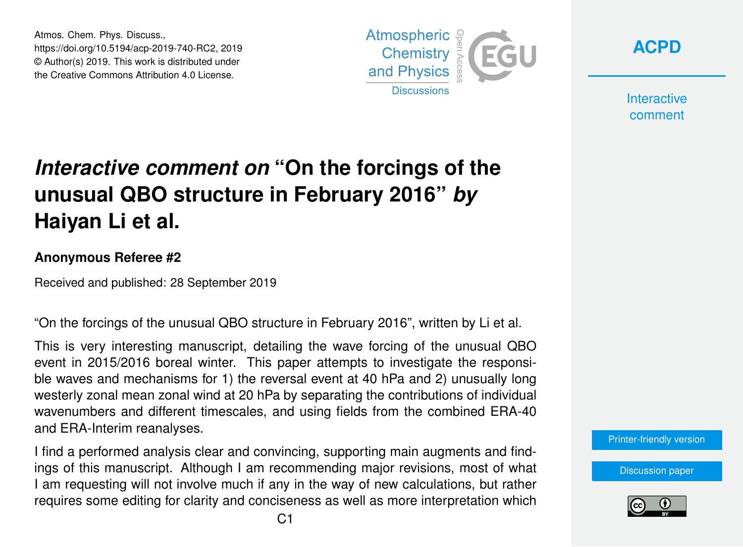Atmos. Chem. Phys. Discuss.,
https://doi.org/10.5194/acp-2019-740-RC2, 2019
© Author(s) 2019. This work is distributed under
the Creative Commons Attribution 4.0 License.

# *Interactive comment on* "On the forcings of the unusual QBO structure in February 2016" *by* Haiyan Li et al.

### Anonymous Referee #2

Received and published: 28 September 2019

"On the forcings of the unusual QBO structure in February 2016", written by Li et al.

This is very interesting manuscript, detailing the wave forcing of the unusual QBO event in 2015/2016 boreal winter. This paper attempts to investigate the responsible waves and mechanisms for 1) the reversal event at 40 hPa and 2) unusually long westerly zonal mean zonal wind at 20 hPa by separating the contributions of individual wavenumbers and different timescales, and using fields from the combined ERA-40 and ERA-Interim reanalyses.

I find a performed analysis clear and convincing, supporting main augments and findings of this manuscript. Although I am recommending major revisions, most of what I am requesting will not involve much if any in the way of new calculations, but rather requires some editing for clarity and conciseness as well as more interpretation which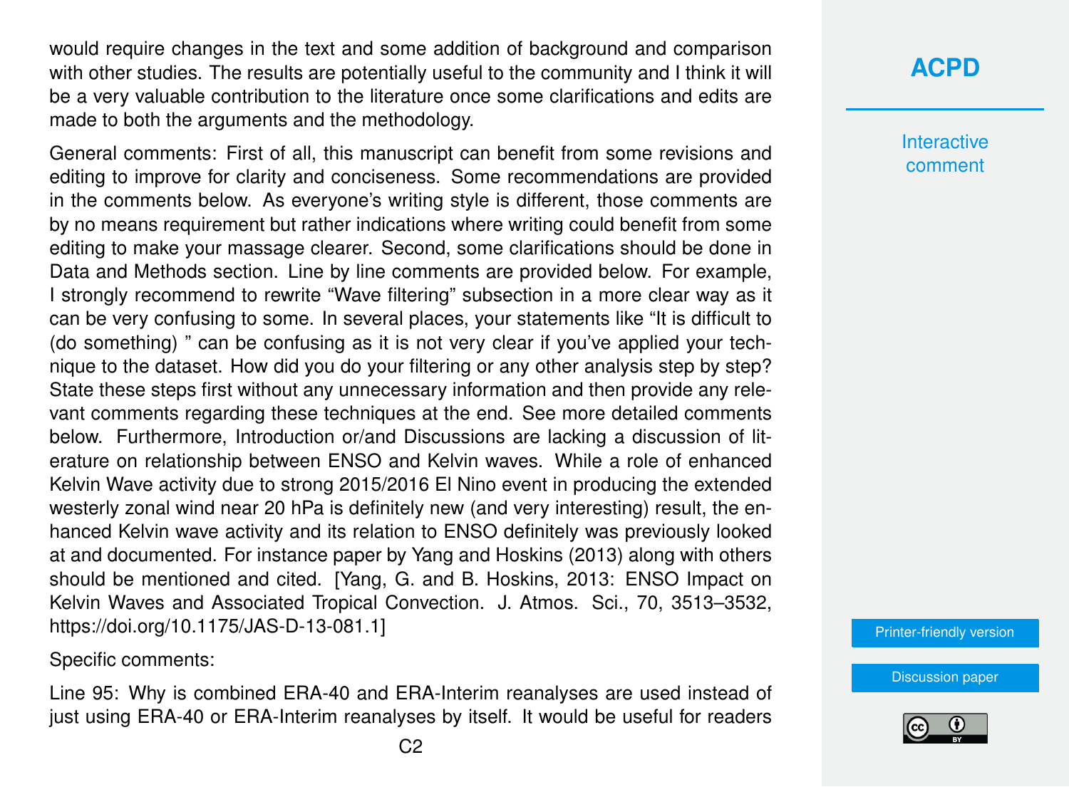would require changes in the text and some addition of background and comparison with other studies. The results are potentially useful to the community and I think it will be a very valuable contribution to the literature once some clarifications and edits are made to both the arguments and the methodology.

General comments: First of all, this manuscript can benefit from some revisions and editing to improve for clarity and conciseness. Some recommendations are provided in the comments below. As everyone's writing style is different, those comments are by no means requirement but rather indications where writing could benefit from some editing to make your massage clearer. Second, some clarifications should be done in Data and Methods section. Line by line comments are provided below. For example, I strongly recommend to rewrite "Wave filtering" subsection in a more clear way as it can be very confusing to some. In several places, your statements like "It is difficult to (do something) " can be confusing as it is not very clear if you've applied your technique to the dataset. How did you do your filtering or any other analysis step by step? State these steps first without any unnecessary information and then provide any relevant comments regarding these techniques at the end. See more detailed comments below. Furthermore, Introduction or/and Discussions are lacking a discussion of literature on relationship between ENSO and Kelvin waves. While a role of enhanced Kelvin Wave activity due to strong 2015/2016 El Nino event in producing the extended westerly zonal wind near 20 hPa is definitely new (and very interesting) result, the enhanced Kelvin wave activity and its relation to ENSO definitely was previously looked at and documented. For instance paper by Yang and Hoskins (2013) along with others should be mentioned and cited. [Yang, G. and B. Hoskins, 2013: ENSO Impact on Kelvin Waves and Associated Tropical Convection. J. Atmos. Sci., 70, 3513–3532, https://doi.org/10.1175/JAS-D-13-081.1]

Specific comments:

Line 95: Why is combined ERA-40 and ERA-Interim reanalyses are used instead of just using ERA-40 or ERA-Interim reanalyses by itself. It would be useful for readers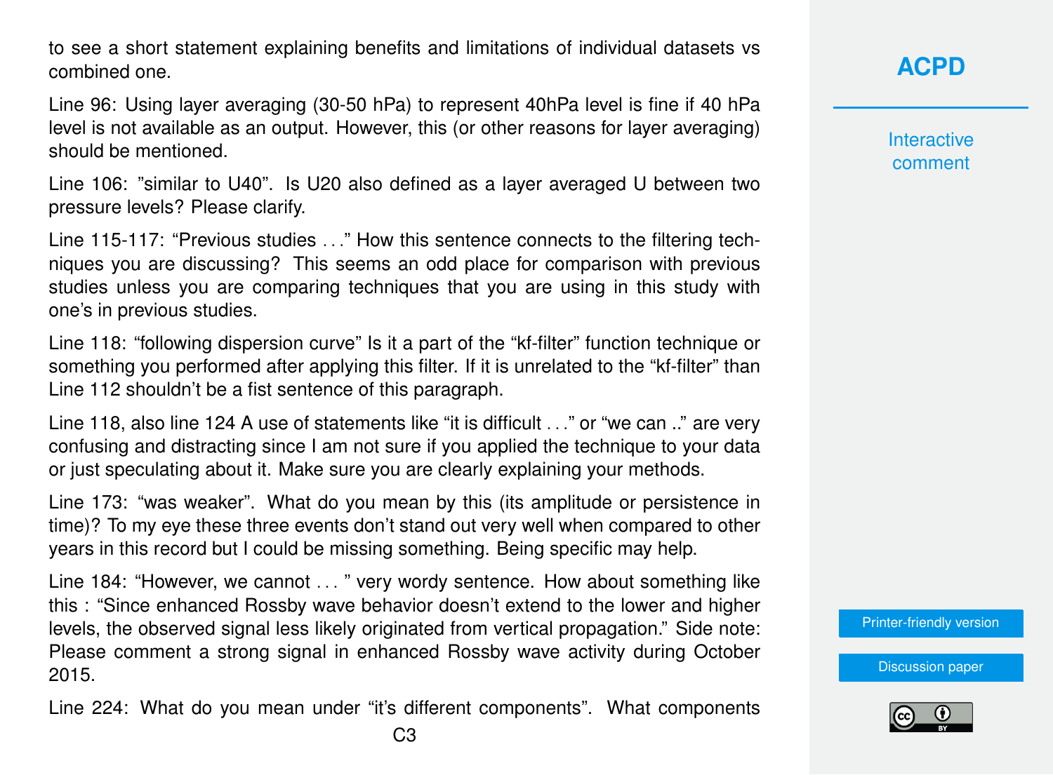to see a short statement explaining benefits and limitations of individual datasets vs combined one.

Line 96: Using layer averaging (30-50 hPa) to represent 40hPa level is fine if 40 hPa level is not available as an output. However, this (or other reasons for layer averaging) should be mentioned.

Line 106: "similar to U40". Is U20 also defined as a layer averaged U between two pressure levels? Please clarify.

Line 115-117: "Previous studies . . ." How this sentence connects to the filtering techniques you are discussing? This seems an odd place for comparison with previous studies unless you are comparing techniques that you are using in this study with one's in previous studies.

Line 118: "following dispersion curve" Is it a part of the "kf-filter" function technique or something you performed after applying this filter. If it is unrelated to the "kf-filter" than Line 112 shouldn't be a fist sentence of this paragraph.

Line 118, also line 124 A use of statements like "it is difficult . . ." or "we can .." are very confusing and distracting since I am not sure if you applied the technique to your data or just speculating about it. Make sure you are clearly explaining your methods.

Line 173: "was weaker". What do you mean by this (its amplitude or persistence in time)? To my eye these three events don't stand out very well when compared to other years in this record but I could be missing something. Being specific may help.

Line 184: "However, we cannot . . . " very wordy sentence. How about something like this : "Since enhanced Rossby wave behavior doesn't extend to the lower and higher levels, the observed signal less likely originated from vertical propagation." Side note: Please comment a strong signal in enhanced Rossby wave activity during October 2015.

Line 224: What do you mean under "it's different components". What components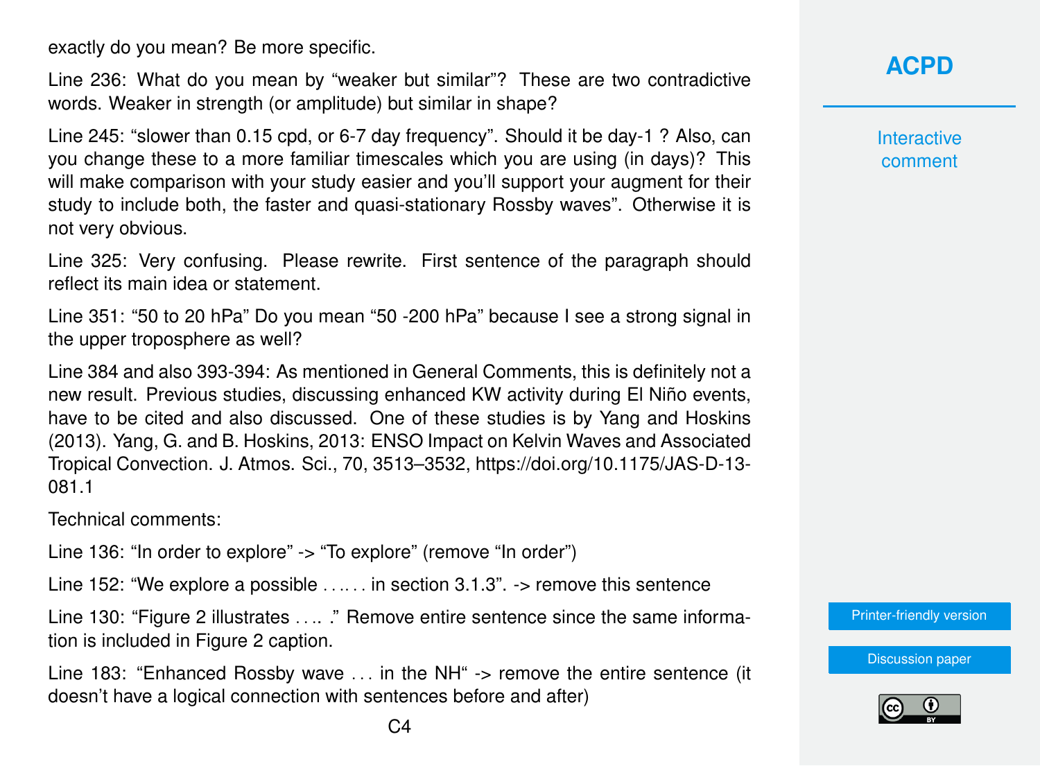exactly do you mean? Be more specific.

Line 236: What do you mean by “weaker but similar”? These are two contradictive words. Weaker in strength (or amplitude) but similar in shape?

Line 245: “slower than 0.15 cpd, or 6-7 day frequency”. Should it be day-1 ? Also, can you change these to a more familiar timescales which you are using (in days)? This will make comparison with your study easier and you’ll support your augment for their study to include both, the faster and quasi-stationary Rossby waves”. Otherwise it is not very obvious.

Line 325: Very confusing. Please rewrite. First sentence of the paragraph should reflect its main idea or statement.

Line 351: “50 to 20 hPa” Do you mean “50 -200 hPa” because I see a strong signal in the upper troposphere as well?

Line 384 and also 393-394: As mentioned in General Comments, this is definitely not a new result. Previous studies, discussing enhanced KW activity during El Niño events, have to be cited and also discussed. One of these studies is by Yang and Hoskins (2013). Yang, G. and B. Hoskins, 2013: ENSO Impact on Kelvin Waves and Associated Tropical Convection. J. Atmos. Sci., 70, 3513–3532, https://doi.org/10.1175/JAS-D-13-081.1

Technical comments:

Line 136: “In order to explore” -> “To explore” (remove “In order”)

Line 152: “We explore a possible . . .. . . in section 3.1.3”. -> remove this sentence

Line 130: “Figure 2 illustrates . . .. .” Remove entire sentence since the same information is included in Figure 2 caption.

Line 183: “Enhanced Rossby wave . . . in the NH“ -> remove the entire sentence (it doesn’t have a logical connection with sentences before and after)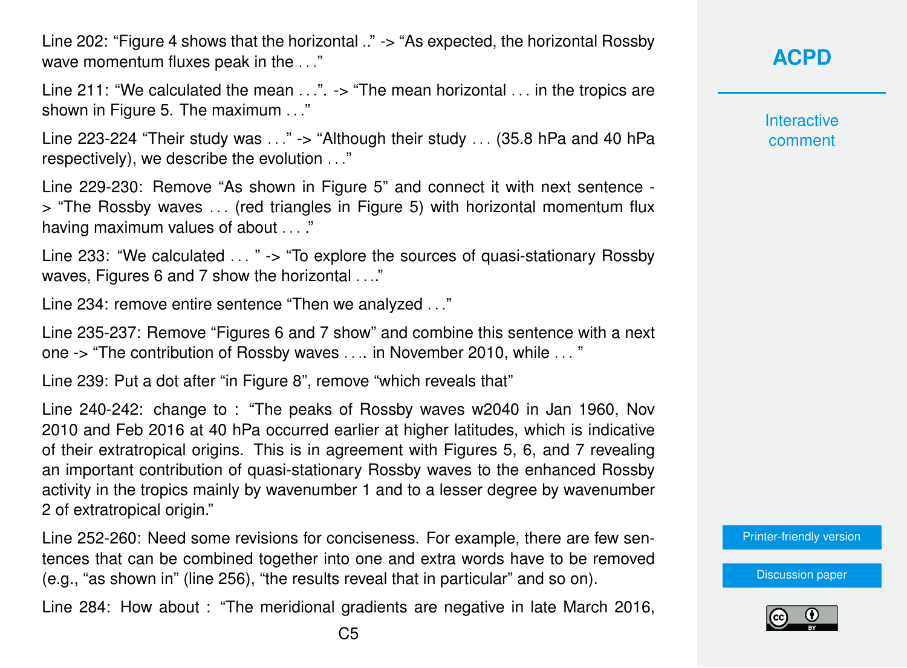Line 202: “Figure 4 shows that the horizontal ..” -> “As expected, the horizontal Rossby wave momentum fluxes peak in the . . .”

Line 211: “We calculated the mean . . .”. -> “The mean horizontal . . . in the tropics are shown in Figure 5. The maximum . . .”

Line 223-224 “Their study was . . .” -> “Although their study . . . (35.8 hPa and 40 hPa respectively), we describe the evolution . . .”

Line 229-230: Remove “As shown in Figure 5” and connect it with next sentence -> “The Rossby waves . . . (red triangles in Figure 5) with horizontal momentum flux having maximum values of about . . . .”

Line 233: “We calculated . . . ” -> “To explore the sources of quasi-stationary Rossby waves, Figures 6 and 7 show the horizontal . . ..”

Line 234: remove entire sentence “Then we analyzed . . .”

Line 235-237: Remove “Figures 6 and 7 show” and combine this sentence with a next one -> “The contribution of Rossby waves . . .. in November 2010, while . . . ”

Line 239: Put a dot after “in Figure 8”, remove “which reveals that”

Line 240-242: change to : “The peaks of Rossby waves w2040 in Jan 1960, Nov 2010 and Feb 2016 at 40 hPa occurred earlier at higher latitudes, which is indicative of their extratropical origins. This is in agreement with Figures 5, 6, and 7 revealing an important contribution of quasi-stationary Rossby waves to the enhanced Rossby activity in the tropics mainly by wavenumber 1 and to a lesser degree by wavenumber 2 of extratropical origin.”

Line 252-260: Need some revisions for conciseness. For example, there are few sentences that can be combined together into one and extra words have to be removed (e.g., “as shown in” (line 256), “the results reveal that in particular” and so on).

Line 284: How about : “The meridional gradients are negative in late March 2016,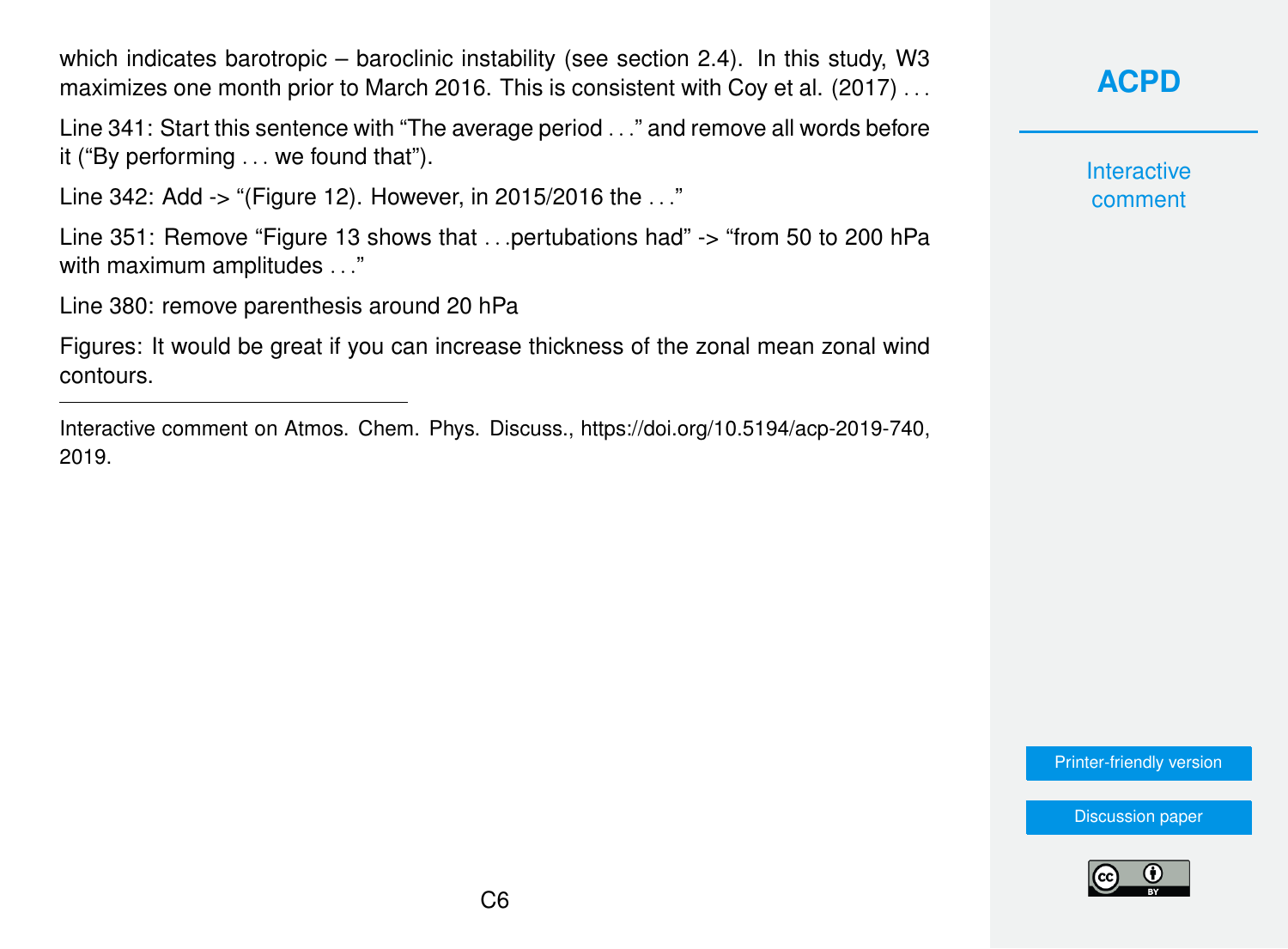which indicates barotropic – baroclinic instability (see section 2.4). In this study, W3 maximizes one month prior to March 2016. This is consistent with Coy et al. (2017) . . .

Line 341: Start this sentence with "The average period . . ." and remove all words before it ("By performing . . . we found that").

Line 342: Add -> "(Figure 12). However, in 2015/2016 the . . ."

Line 351: Remove "Figure 13 shows that . . .pertubations had" -> "from 50 to 200 hPa with maximum amplitudes . . ."

Line 380: remove parenthesis around 20 hPa

Figures: It would be great if you can increase thickness of the zonal mean zonal wind contours.

---

Interactive comment on Atmos. Chem. Phys. Discuss., https://doi.org/10.5194/acp-2019-740, 2019.